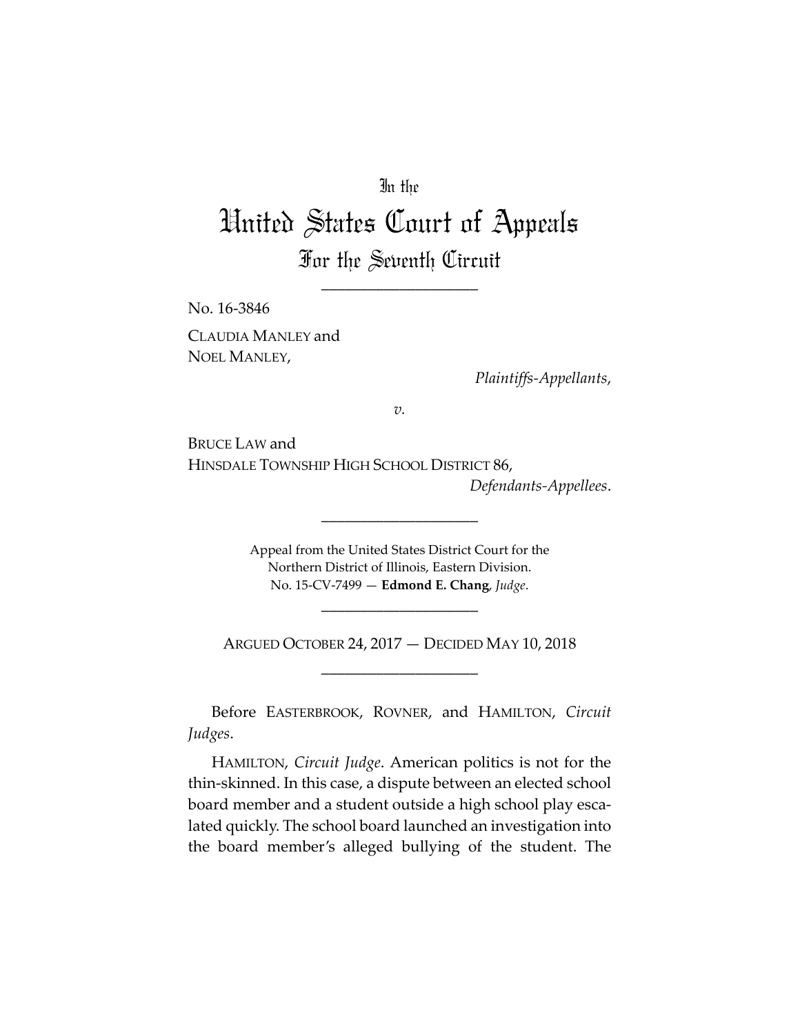In the

# United States Court of Appeals

## For the Seventh Circuit

____________________

No. 16-3846

CLAUDIA MANLEY and
NOEL MANLEY,

*Plaintiffs-Appellants*,

*v.*

BRUCE LAW and
HINSDALE TOWNSHIP HIGH SCHOOL DISTRICT 86,

*Defendants-Appellees*.

____________________

Appeal from the United States District Court for the
Northern District of Illinois, Eastern Division.
No. 15-CV-7499 — **Edmond E. Chang**, *Judge*.

____________________

ARGUED OCTOBER 24, 2017 — DECIDED MAY 10, 2018

____________________

Before EASTERBROOK, ROVNER, and HAMILTON, *Circuit Judges*.

HAMILTON, *Circuit Judge*. American politics is not for the thin-skinned. In this case, a dispute between an elected school board member and a student outside a high school play escalated quickly. The school board launched an investigation into the board member's alleged bullying of the student. The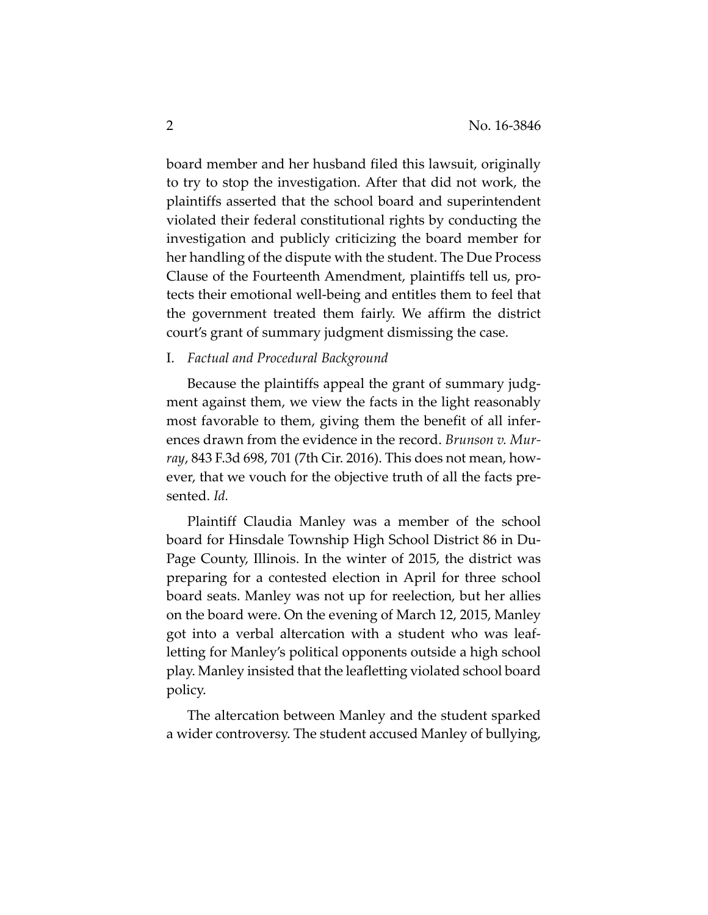board member and her husband filed this lawsuit, originally to try to stop the investigation. After that did not work, the plaintiffs asserted that the school board and superintendent violated their federal constitutional rights by conducting the investigation and publicly criticizing the board member for her handling of the dispute with the student. The Due Process Clause of the Fourteenth Amendment, plaintiffs tell us, protects their emotional well-being and entitles them to feel that the government treated them fairly. We affirm the district court's grant of summary judgment dismissing the case.

I. *Factual and Procedural Background*

Because the plaintiffs appeal the grant of summary judgment against them, we view the facts in the light reasonably most favorable to them, giving them the benefit of all inferences drawn from the evidence in the record. *Brunson v. Murray*, 843 F.3d 698, 701 (7th Cir. 2016). This does not mean, however, that we vouch for the objective truth of all the facts presented. *Id.*

Plaintiff Claudia Manley was a member of the school board for Hinsdale Township High School District 86 in DuPage County, Illinois. In the winter of 2015, the district was preparing for a contested election in April for three school board seats. Manley was not up for reelection, but her allies on the board were. On the evening of March 12, 2015, Manley got into a verbal altercation with a student who was leafletting for Manley's political opponents outside a high school play. Manley insisted that the leafletting violated school board policy.

The altercation between Manley and the student sparked a wider controversy. The student accused Manley of bullying,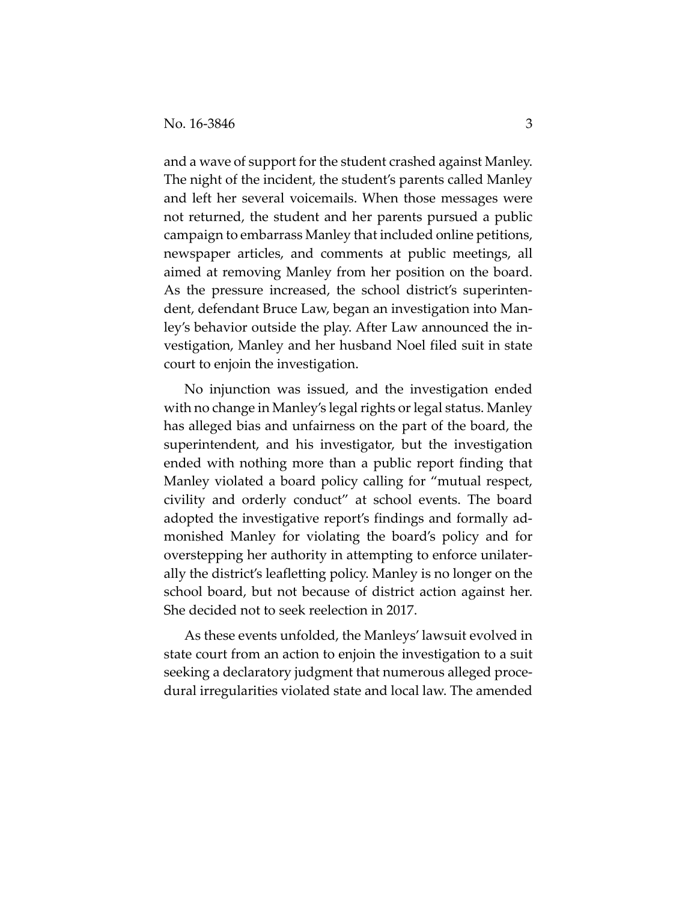and a wave of support for the student crashed against Manley. The night of the incident, the student's parents called Manley and left her several voicemails. When those messages were not returned, the student and her parents pursued a public campaign to embarrass Manley that included online petitions, newspaper articles, and comments at public meetings, all aimed at removing Manley from her position on the board. As the pressure increased, the school district's superintendent, defendant Bruce Law, began an investigation into Manley's behavior outside the play. After Law announced the investigation, Manley and her husband Noel filed suit in state court to enjoin the investigation.

No injunction was issued, and the investigation ended with no change in Manley's legal rights or legal status. Manley has alleged bias and unfairness on the part of the board, the superintendent, and his investigator, but the investigation ended with nothing more than a public report finding that Manley violated a board policy calling for "mutual respect, civility and orderly conduct" at school events. The board adopted the investigative report's findings and formally admonished Manley for violating the board's policy and for overstepping her authority in attempting to enforce unilaterally the district's leafletting policy. Manley is no longer on the school board, but not because of district action against her. She decided not to seek reelection in 2017.

As these events unfolded, the Manleys' lawsuit evolved in state court from an action to enjoin the investigation to a suit seeking a declaratory judgment that numerous alleged procedural irregularities violated state and local law. The amended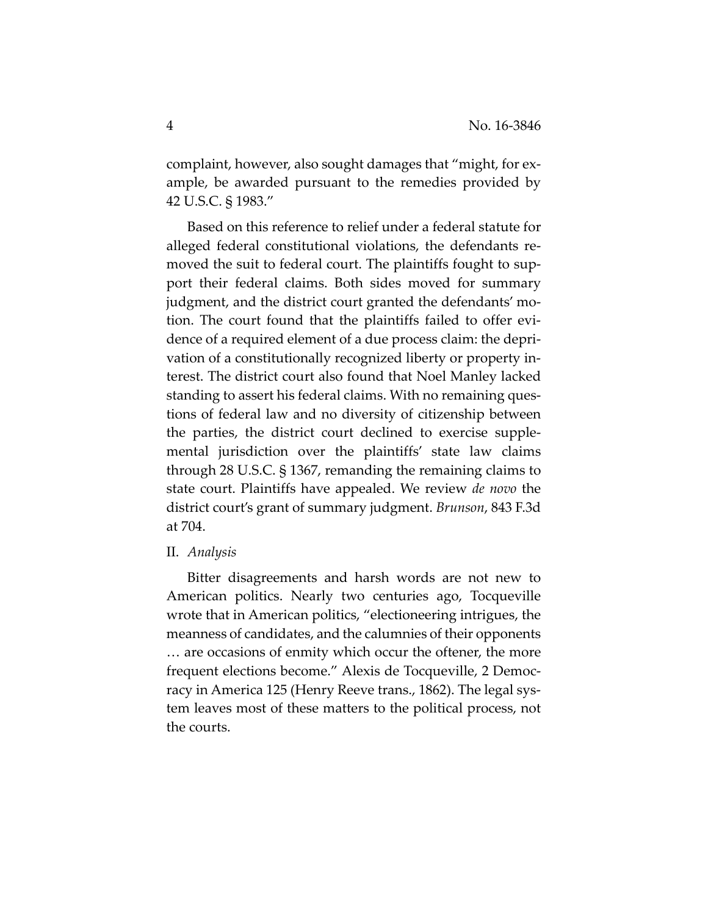complaint, however, also sought damages that "might, for example, be awarded pursuant to the remedies provided by 42 U.S.C. § 1983."

Based on this reference to relief under a federal statute for alleged federal constitutional violations, the defendants removed the suit to federal court. The plaintiffs fought to support their federal claims. Both sides moved for summary judgment, and the district court granted the defendants' motion. The court found that the plaintiffs failed to offer evidence of a required element of a due process claim: the deprivation of a constitutionally recognized liberty or property interest. The district court also found that Noel Manley lacked standing to assert his federal claims. With no remaining questions of federal law and no diversity of citizenship between the parties, the district court declined to exercise supplemental jurisdiction over the plaintiffs' state law claims through 28 U.S.C. § 1367, remanding the remaining claims to state court. Plaintiffs have appealed. We review *de novo* the district court's grant of summary judgment. *Brunson*, 843 F.3d at 704.

## II. *Analysis*

Bitter disagreements and harsh words are not new to American politics. Nearly two centuries ago, Tocqueville wrote that in American politics, "electioneering intrigues, the meanness of candidates, and the calumnies of their opponents … are occasions of enmity which occur the oftener, the more frequent elections become." Alexis de Tocqueville, 2 Democracy in America 125 (Henry Reeve trans., 1862). The legal system leaves most of these matters to the political process, not the courts.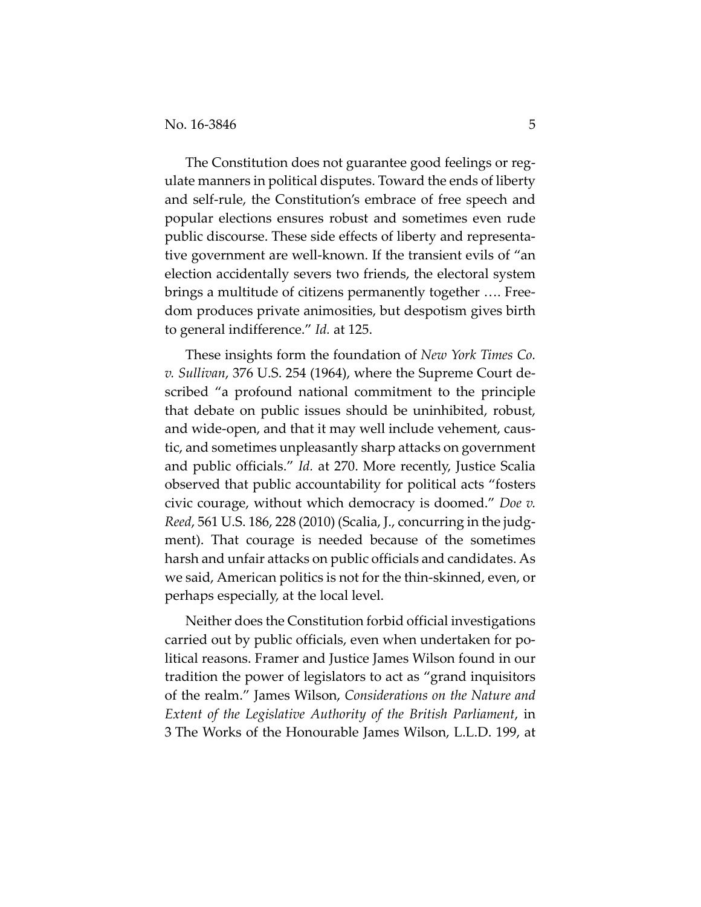The Constitution does not guarantee good feelings or regulate manners in political disputes. Toward the ends of liberty and self-rule, the Constitution's embrace of free speech and popular elections ensures robust and sometimes even rude public discourse. These side effects of liberty and representative government are well-known. If the transient evils of "an election accidentally severs two friends, the electoral system brings a multitude of citizens permanently together …. Freedom produces private animosities, but despotism gives birth to general indifference." *Id.* at 125.

These insights form the foundation of *New York Times Co. v. Sullivan*, 376 U.S. 254 (1964), where the Supreme Court described "a profound national commitment to the principle that debate on public issues should be uninhibited, robust, and wide-open, and that it may well include vehement, caustic, and sometimes unpleasantly sharp attacks on government and public officials." *Id.* at 270. More recently, Justice Scalia observed that public accountability for political acts "fosters civic courage, without which democracy is doomed." *Doe v. Reed*, 561 U.S. 186, 228 (2010) (Scalia, J., concurring in the judgment). That courage is needed because of the sometimes harsh and unfair attacks on public officials and candidates. As we said, American politics is not for the thin-skinned, even, or perhaps especially, at the local level.

Neither does the Constitution forbid official investigations carried out by public officials, even when undertaken for political reasons. Framer and Justice James Wilson found in our tradition the power of legislators to act as "grand inquisitors of the realm." James Wilson, *Considerations on the Nature and Extent of the Legislative Authority of the British Parliament*, in 3 The Works of the Honourable James Wilson, L.L.D. 199, at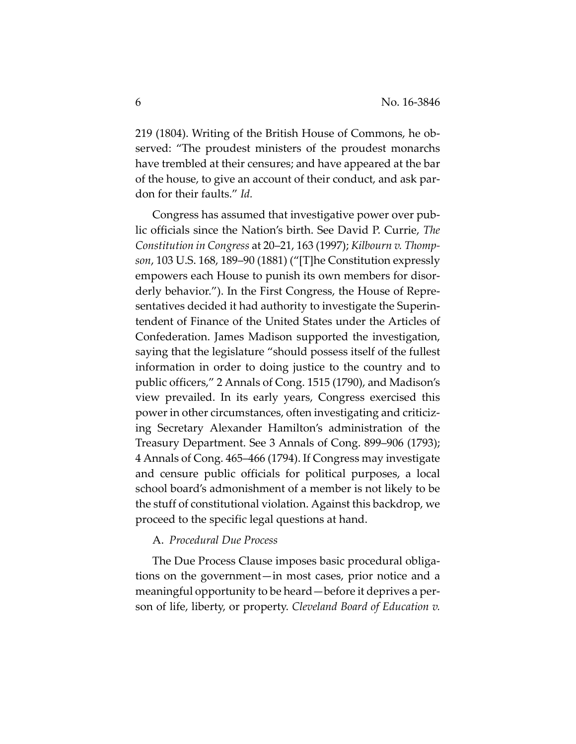219 (1804). Writing of the British House of Commons, he observed: "The proudest ministers of the proudest monarchs have trembled at their censures; and have appeared at the bar of the house, to give an account of their conduct, and ask pardon for their faults." *Id.*

Congress has assumed that investigative power over public officials since the Nation's birth. See David P. Currie, *The Constitution in Congress* at 20–21, 163 (1997); *Kilbourn v. Thompson*, 103 U.S. 168, 189–90 (1881) ("[T]he Constitution expressly empowers each House to punish its own members for disorderly behavior."). In the First Congress, the House of Representatives decided it had authority to investigate the Superintendent of Finance of the United States under the Articles of Confederation. James Madison supported the investigation, saying that the legislature "should possess itself of the fullest information in order to doing justice to the country and to public officers," 2 Annals of Cong. 1515 (1790), and Madison's view prevailed. In its early years, Congress exercised this power in other circumstances, often investigating and criticizing Secretary Alexander Hamilton's administration of the Treasury Department. See 3 Annals of Cong. 899–906 (1793); 4 Annals of Cong. 465–466 (1794). If Congress may investigate and censure public officials for political purposes, a local school board's admonishment of a member is not likely to be the stuff of constitutional violation. Against this backdrop, we proceed to the specific legal questions at hand.

A. *Procedural Due Process*

The Due Process Clause imposes basic procedural obligations on the government—in most cases, prior notice and a meaningful opportunity to be heard—before it deprives a person of life, liberty, or property. *Cleveland Board of Education v.*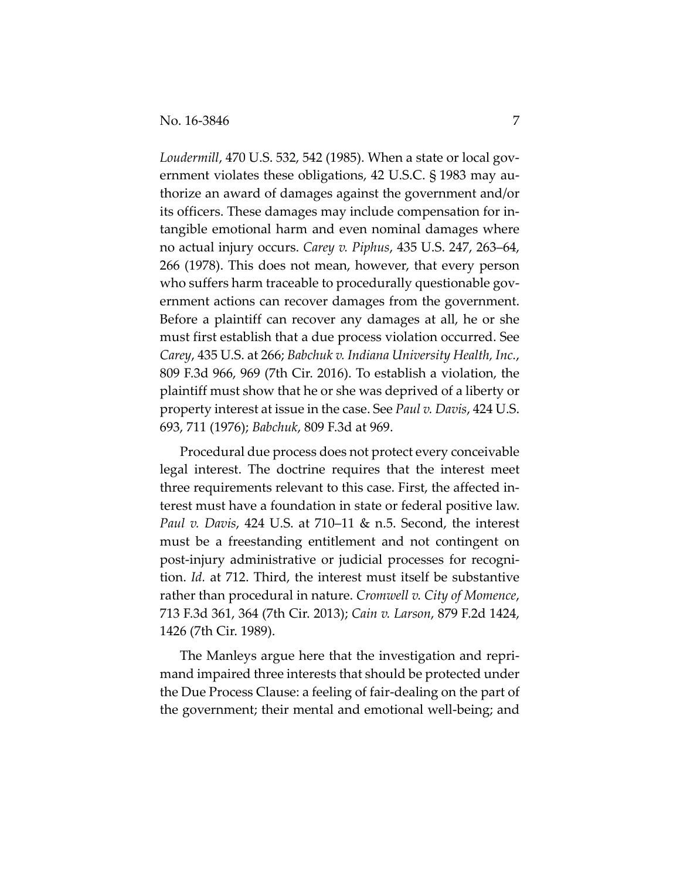*Loudermill*, 470 U.S. 532, 542 (1985). When a state or local government violates these obligations, 42 U.S.C. § 1983 may authorize an award of damages against the government and/or its officers. These damages may include compensation for intangible emotional harm and even nominal damages where no actual injury occurs. *Carey v. Piphus*, 435 U.S. 247, 263–64, 266 (1978). This does not mean, however, that every person who suffers harm traceable to procedurally questionable government actions can recover damages from the government. Before a plaintiff can recover any damages at all, he or she must first establish that a due process violation occurred. See *Carey*, 435 U.S. at 266; *Babchuk v. Indiana University Health, Inc.*, 809 F.3d 966, 969 (7th Cir. 2016). To establish a violation, the plaintiff must show that he or she was deprived of a liberty or property interest at issue in the case. See *Paul v. Davis*, 424 U.S. 693, 711 (1976); *Babchuk*, 809 F.3d at 969.

Procedural due process does not protect every conceivable legal interest. The doctrine requires that the interest meet three requirements relevant to this case. First, the affected interest must have a foundation in state or federal positive law. *Paul v. Davis*, 424 U.S. at 710–11 & n.5. Second, the interest must be a freestanding entitlement and not contingent on post-injury administrative or judicial processes for recognition. *Id.* at 712. Third, the interest must itself be substantive rather than procedural in nature. *Cromwell v. City of Momence*, 713 F.3d 361, 364 (7th Cir. 2013); *Cain v. Larson*, 879 F.2d 1424, 1426 (7th Cir. 1989).

The Manleys argue here that the investigation and reprimand impaired three interests that should be protected under the Due Process Clause: a feeling of fair-dealing on the part of the government; their mental and emotional well-being; and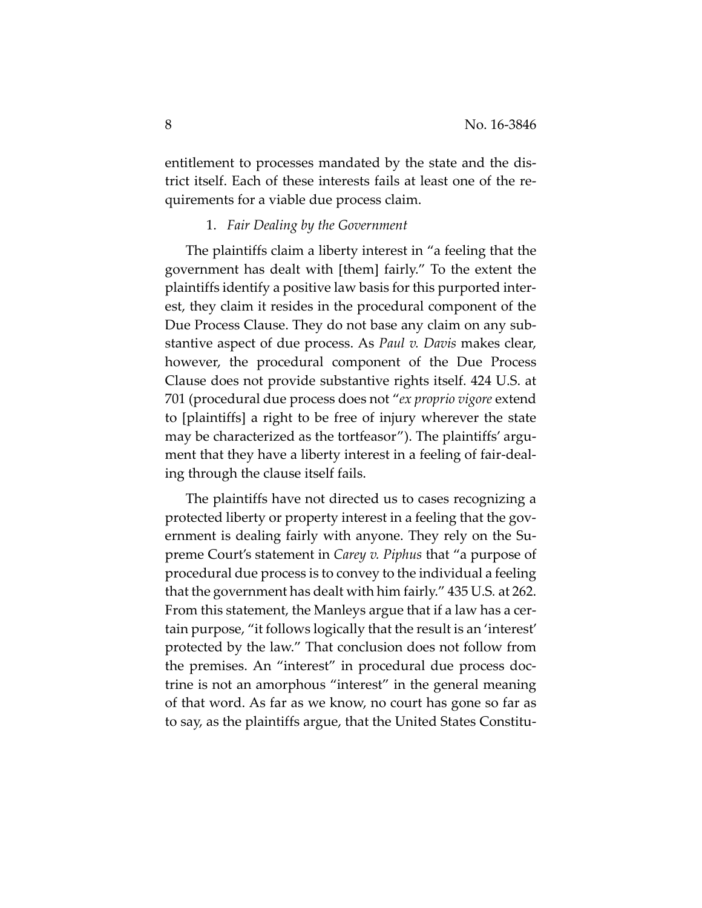entitlement to processes mandated by the state and the district itself. Each of these interests fails at least one of the requirements for a viable due process claim.

### 1. *Fair Dealing by the Government*

The plaintiffs claim a liberty interest in "a feeling that the government has dealt with [them] fairly." To the extent the plaintiffs identify a positive law basis for this purported interest, they claim it resides in the procedural component of the Due Process Clause. They do not base any claim on any substantive aspect of due process. As *Paul v. Davis* makes clear, however, the procedural component of the Due Process Clause does not provide substantive rights itself. 424 U.S. at 701 (procedural due process does not "*ex proprio vigore* extend to [plaintiffs] a right to be free of injury wherever the state may be characterized as the tortfeasor"). The plaintiffs' argument that they have a liberty interest in a feeling of fair-dealing through the clause itself fails.

The plaintiffs have not directed us to cases recognizing a protected liberty or property interest in a feeling that the government is dealing fairly with anyone. They rely on the Supreme Court's statement in *Carey v. Piphus* that "a purpose of procedural due process is to convey to the individual a feeling that the government has dealt with him fairly." 435 U.S. at 262. From this statement, the Manleys argue that if a law has a certain purpose, "it follows logically that the result is an 'interest' protected by the law." That conclusion does not follow from the premises. An "interest" in procedural due process doctrine is not an amorphous "interest" in the general meaning of that word. As far as we know, no court has gone so far as to say, as the plaintiffs argue, that the United States Constitu-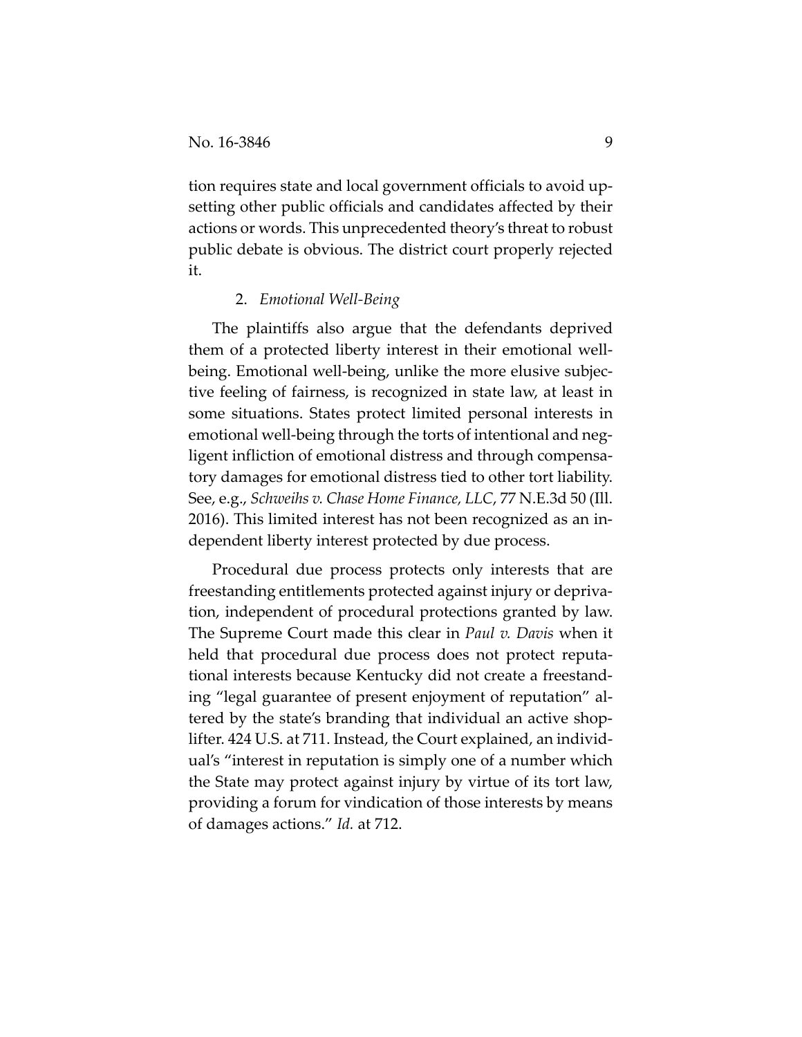tion requires state and local government officials to avoid upsetting other public officials and candidates affected by their actions or words. This unprecedented theory's threat to robust public debate is obvious. The district court properly rejected it.

2. *Emotional Well-Being*

The plaintiffs also argue that the defendants deprived them of a protected liberty interest in their emotional well-being. Emotional well-being, unlike the more elusive subjective feeling of fairness, is recognized in state law, at least in some situations. States protect limited personal interests in emotional well-being through the torts of intentional and negligent infliction of emotional distress and through compensatory damages for emotional distress tied to other tort liability. See, e.g., *Schweihs v. Chase Home Finance, LLC*, 77 N.E.3d 50 (Ill. 2016). This limited interest has not been recognized as an independent liberty interest protected by due process.

Procedural due process protects only interests that are freestanding entitlements protected against injury or deprivation, independent of procedural protections granted by law. The Supreme Court made this clear in *Paul v. Davis* when it held that procedural due process does not protect reputational interests because Kentucky did not create a freestanding "legal guarantee of present enjoyment of reputation" altered by the state's branding that individual an active shoplifter. 424 U.S. at 711. Instead, the Court explained, an individual's "interest in reputation is simply one of a number which the State may protect against injury by virtue of its tort law, providing a forum for vindication of those interests by means of damages actions." *Id.* at 712.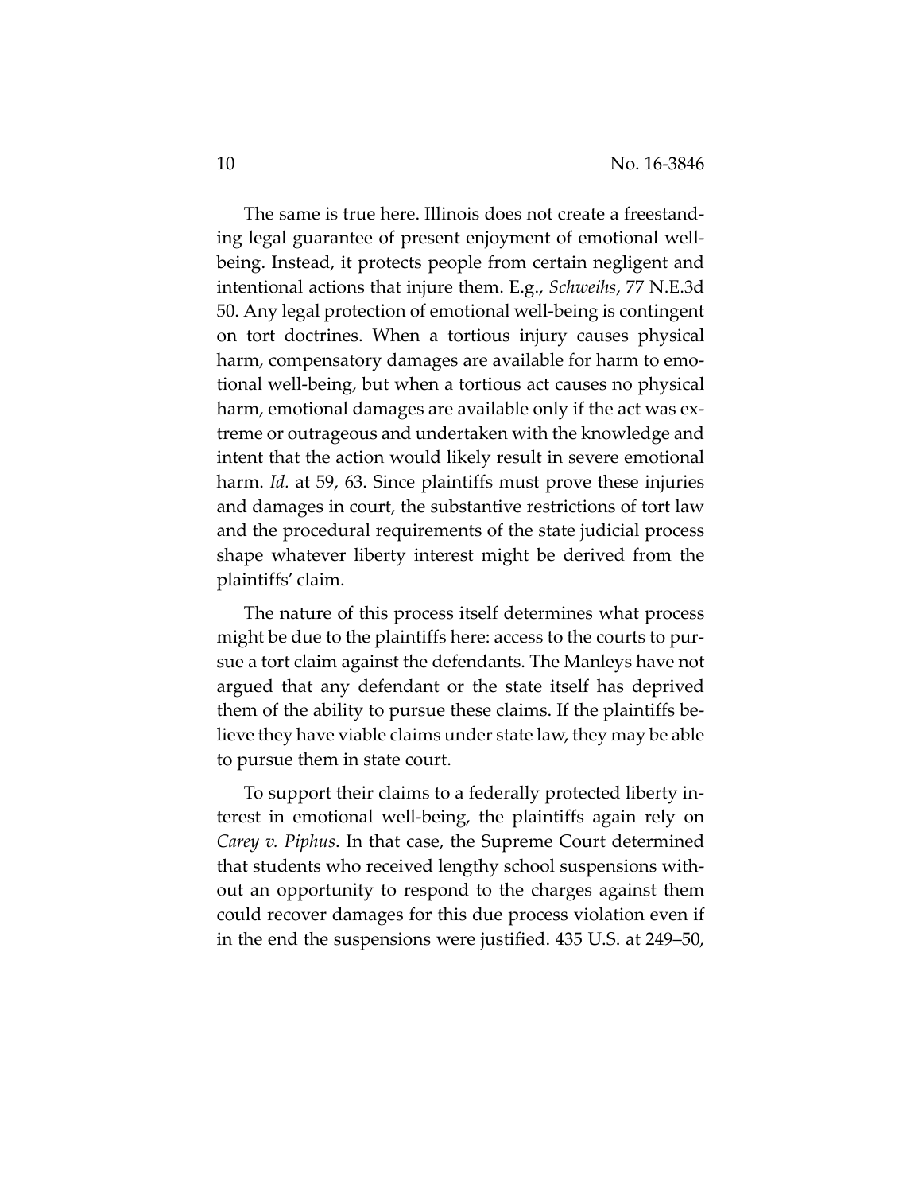The same is true here. Illinois does not create a freestanding legal guarantee of present enjoyment of emotional well-being. Instead, it protects people from certain negligent and intentional actions that injure them. E.g., *Schweihs*, 77 N.E.3d 50. Any legal protection of emotional well-being is contingent on tort doctrines. When a tortious injury causes physical harm, compensatory damages are available for harm to emotional well-being, but when a tortious act causes no physical harm, emotional damages are available only if the act was extreme or outrageous and undertaken with the knowledge and intent that the action would likely result in severe emotional harm. *Id.* at 59, 63. Since plaintiffs must prove these injuries and damages in court, the substantive restrictions of tort law and the procedural requirements of the state judicial process shape whatever liberty interest might be derived from the plaintiffs' claim.

The nature of this process itself determines what process might be due to the plaintiffs here: access to the courts to pursue a tort claim against the defendants. The Manleys have not argued that any defendant or the state itself has deprived them of the ability to pursue these claims. If the plaintiffs believe they have viable claims under state law, they may be able to pursue them in state court.

To support their claims to a federally protected liberty interest in emotional well-being, the plaintiffs again rely on *Carey v. Piphus*. In that case, the Supreme Court determined that students who received lengthy school suspensions without an opportunity to respond to the charges against them could recover damages for this due process violation even if in the end the suspensions were justified. 435 U.S. at 249–50,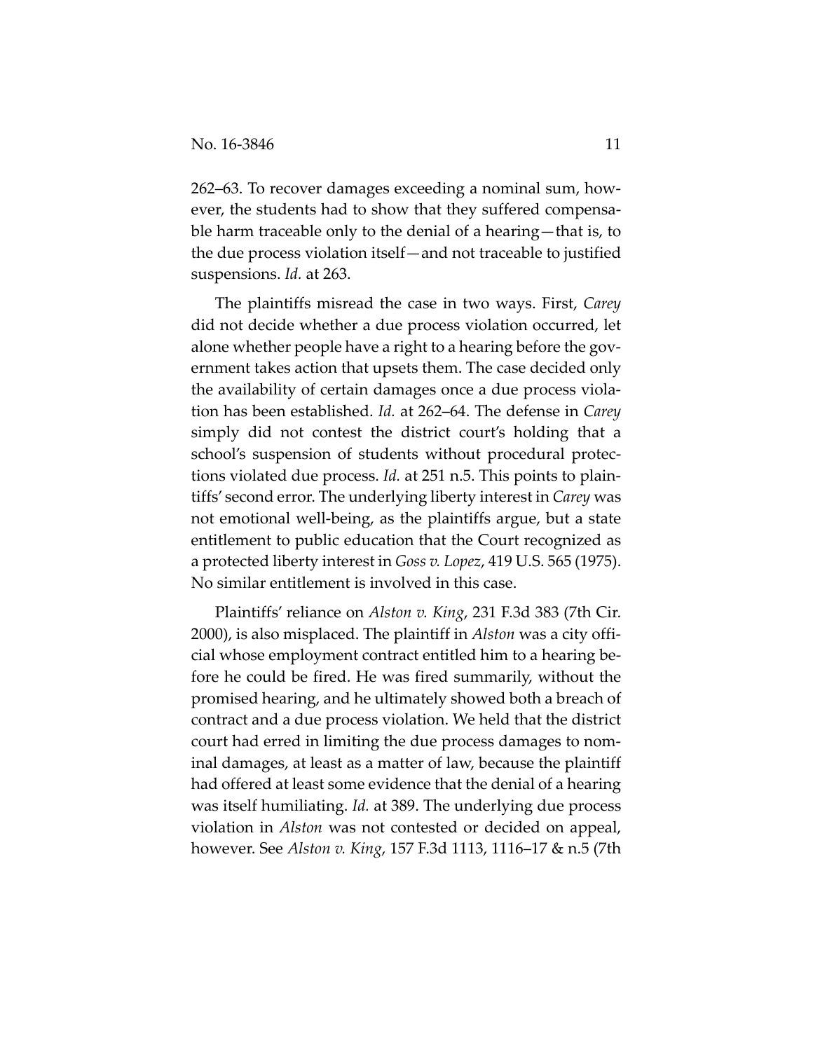262–63. To recover damages exceeding a nominal sum, however, the students had to show that they suffered compensable harm traceable only to the denial of a hearing—that is, to the due process violation itself—and not traceable to justified suspensions. *Id.* at 263.

The plaintiffs misread the case in two ways. First, *Carey* did not decide whether a due process violation occurred, let alone whether people have a right to a hearing before the government takes action that upsets them. The case decided only the availability of certain damages once a due process violation has been established. *Id.* at 262–64. The defense in *Carey* simply did not contest the district court's holding that a school's suspension of students without procedural protections violated due process. *Id.* at 251 n.5. This points to plaintiffs' second error. The underlying liberty interest in *Carey* was not emotional well-being, as the plaintiffs argue, but a state entitlement to public education that the Court recognized as a protected liberty interest in *Goss v. Lopez*, 419 U.S. 565 (1975). No similar entitlement is involved in this case.

Plaintiffs' reliance on *Alston v. King*, 231 F.3d 383 (7th Cir. 2000), is also misplaced. The plaintiff in *Alston* was a city official whose employment contract entitled him to a hearing before he could be fired. He was fired summarily, without the promised hearing, and he ultimately showed both a breach of contract and a due process violation. We held that the district court had erred in limiting the due process damages to nominal damages, at least as a matter of law, because the plaintiff had offered at least some evidence that the denial of a hearing was itself humiliating. *Id.* at 389. The underlying due process violation in *Alston* was not contested or decided on appeal, however. See *Alston v. King*, 157 F.3d 1113, 1116–17 & n.5 (7th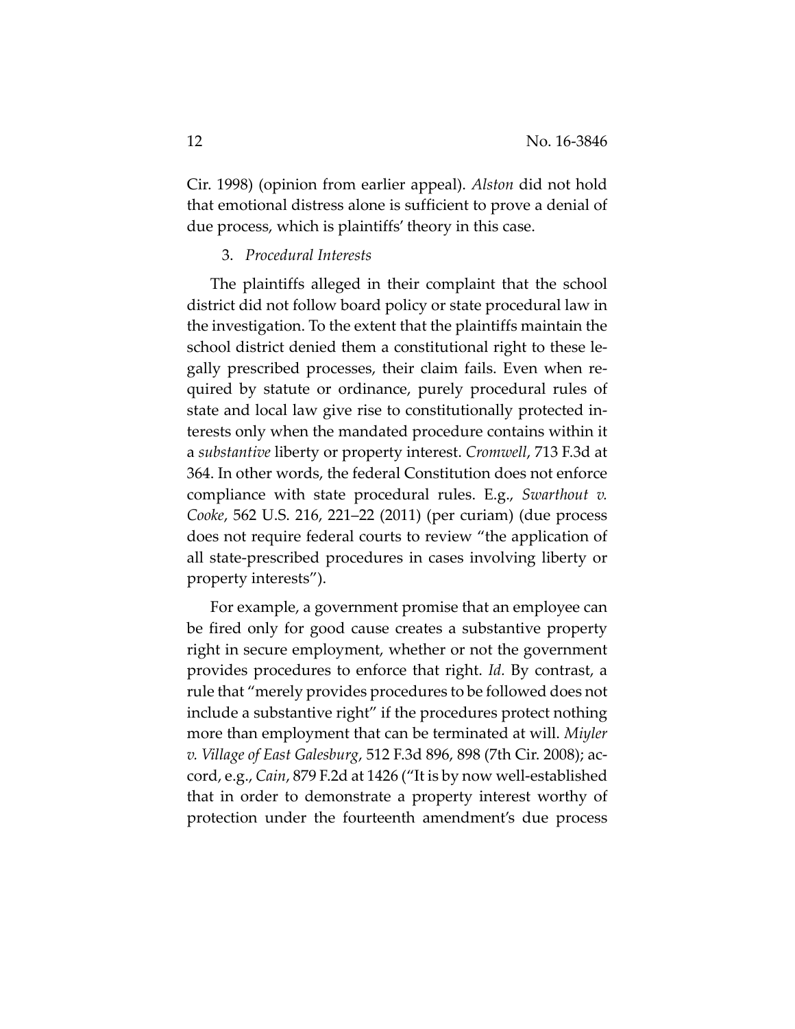Cir. 1998) (opinion from earlier appeal). *Alston* did not hold that emotional distress alone is sufficient to prove a denial of due process, which is plaintiffs' theory in this case.

3. *Procedural Interests*

The plaintiffs alleged in their complaint that the school district did not follow board policy or state procedural law in the investigation. To the extent that the plaintiffs maintain the school district denied them a constitutional right to these legally prescribed processes, their claim fails. Even when required by statute or ordinance, purely procedural rules of state and local law give rise to constitutionally protected interests only when the mandated procedure contains within it a *substantive* liberty or property interest. *Cromwell*, 713 F.3d at 364. In other words, the federal Constitution does not enforce compliance with state procedural rules. E.g., *Swarthout v. Cooke*, 562 U.S. 216, 221–22 (2011) (per curiam) (due process does not require federal courts to review "the application of all state-prescribed procedures in cases involving liberty or property interests").

For example, a government promise that an employee can be fired only for good cause creates a substantive property right in secure employment, whether or not the government provides procedures to enforce that right. *Id.* By contrast, a rule that "merely provides procedures to be followed does not include a substantive right" if the procedures protect nothing more than employment that can be terminated at will. *Miyler v. Village of East Galesburg*, 512 F.3d 896, 898 (7th Cir. 2008); accord, e.g., *Cain*, 879 F.2d at 1426 ("It is by now well-established that in order to demonstrate a property interest worthy of protection under the fourteenth amendment's due process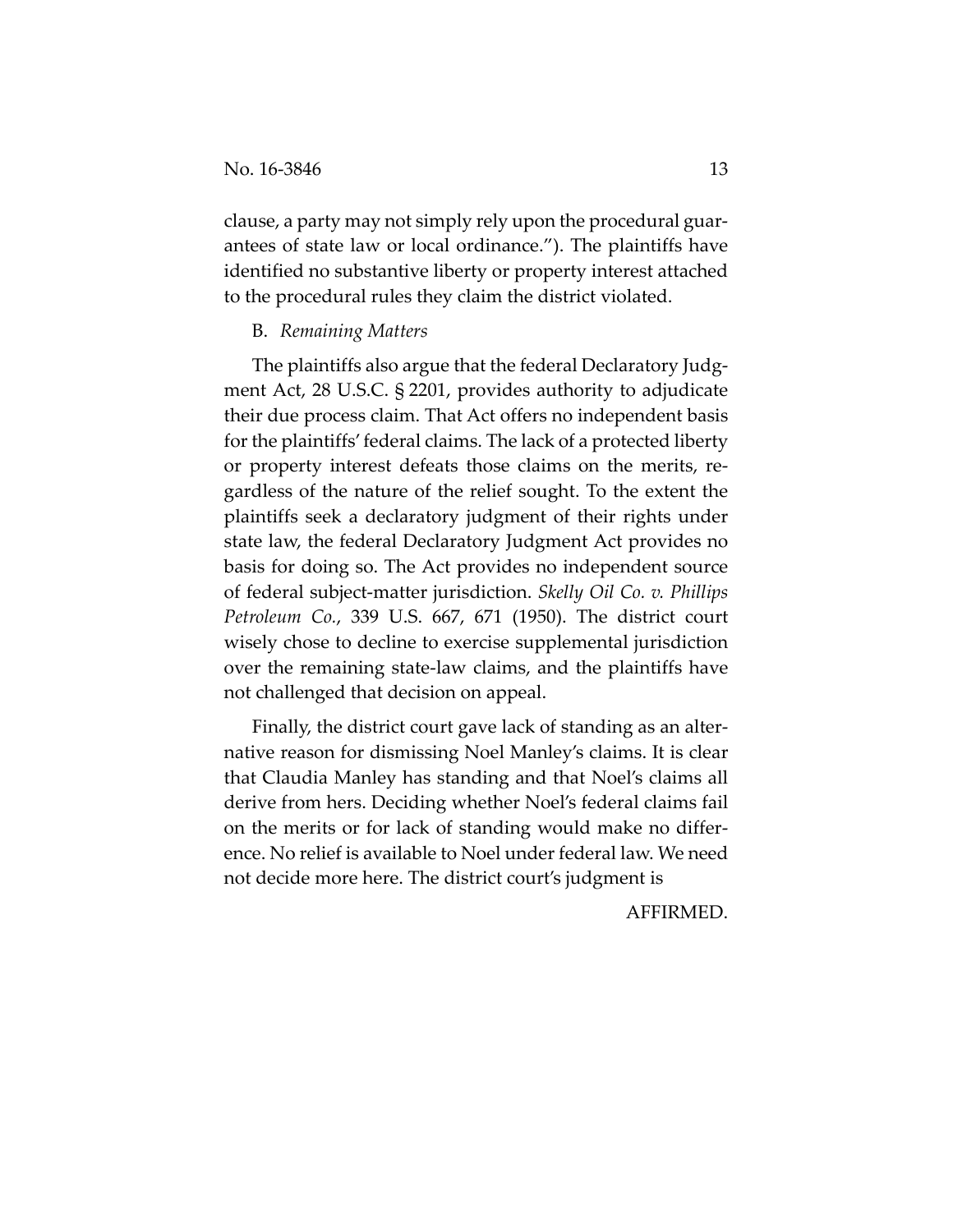clause, a party may not simply rely upon the procedural guarantees of state law or local ordinance."). The plaintiffs have identified no substantive liberty or property interest attached to the procedural rules they claim the district violated.

### B. *Remaining Matters*

The plaintiffs also argue that the federal Declaratory Judgment Act, 28 U.S.C. § 2201, provides authority to adjudicate their due process claim. That Act offers no independent basis for the plaintiffs' federal claims. The lack of a protected liberty or property interest defeats those claims on the merits, regardless of the nature of the relief sought. To the extent the plaintiffs seek a declaratory judgment of their rights under state law, the federal Declaratory Judgment Act provides no basis for doing so. The Act provides no independent source of federal subject-matter jurisdiction. *Skelly Oil Co. v. Phillips Petroleum Co.*, 339 U.S. 667, 671 (1950). The district court wisely chose to decline to exercise supplemental jurisdiction over the remaining state-law claims, and the plaintiffs have not challenged that decision on appeal.

Finally, the district court gave lack of standing as an alternative reason for dismissing Noel Manley's claims. It is clear that Claudia Manley has standing and that Noel's claims all derive from hers. Deciding whether Noel's federal claims fail on the merits or for lack of standing would make no difference. No relief is available to Noel under federal law. We need not decide more here. The district court's judgment is

AFFIRMED.